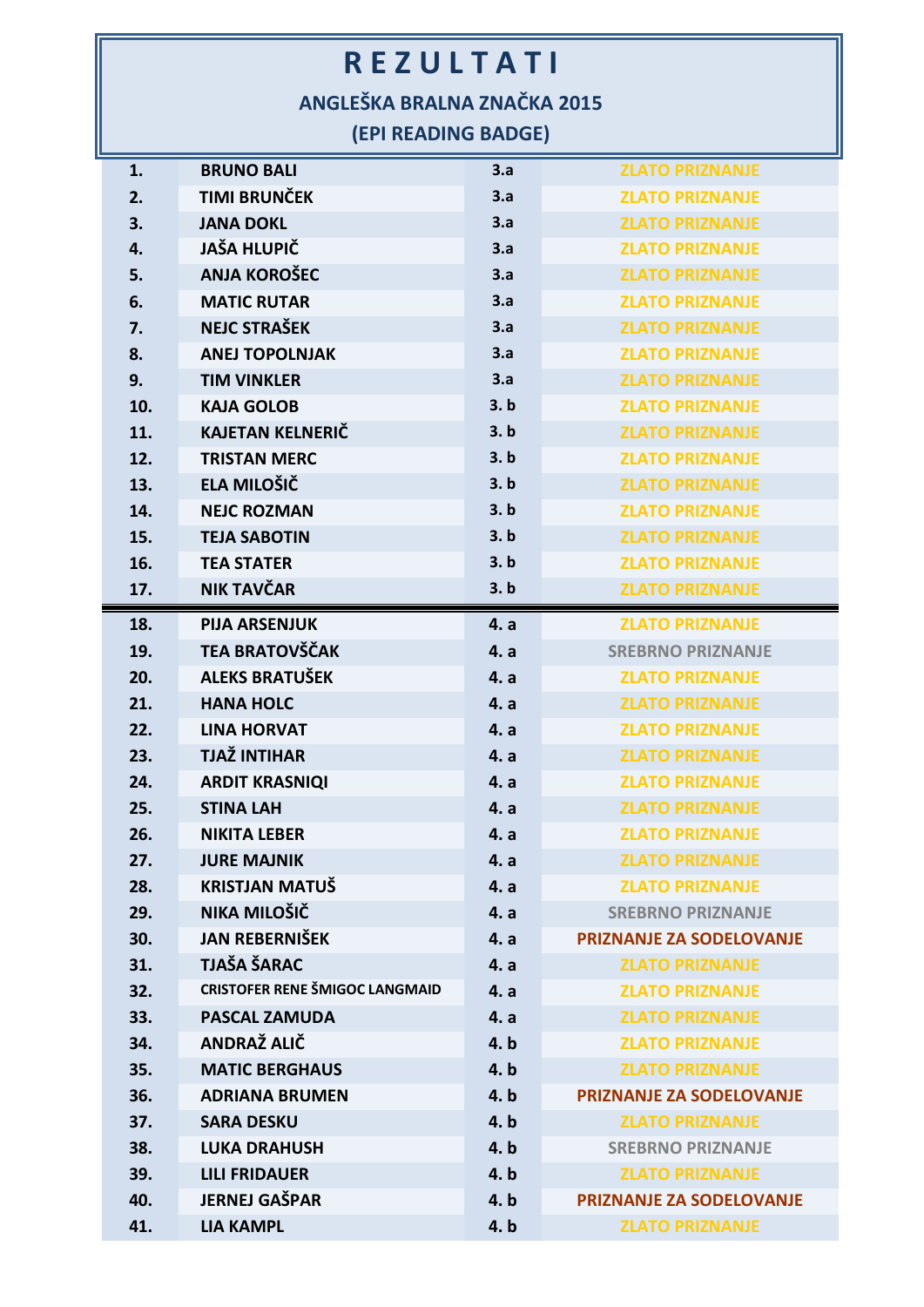# R E Z U L T A T I

## ANGLEŠKA BRALNA ZNAČKA 2015

## (EPI READING BADGE)

| | | | |
|---|---|---|---|
| 1. | BRUNO BALI | 3.a | ZLATO PRIZNANJE |
| 2. | TIMI BRUNČEK | 3.a | ZLATO PRIZNANJE |
| 3. | JANA DOKL | 3.a | ZLATO PRIZNANJE |
| 4. | JAŠA HLUPIČ | 3.a | ZLATO PRIZNANJE |
| 5. | ANJA KOROŠEC | 3.a | ZLATO PRIZNANJE |
| 6. | MATIC RUTAR | 3.a | ZLATO PRIZNANJE |
| 7. | NEJC STRAŠEK | 3.a | ZLATO PRIZNANJE |
| 8. | ANEJ TOPOLNJAK | 3.a | ZLATO PRIZNANJE |
| 9. | TIM VINKLER | 3.a | ZLATO PRIZNANJE |
| 10. | KAJA GOLOB | 3. b | ZLATO PRIZNANJE |
| 11. | KAJETAN KELNERIČ | 3. b | ZLATO PRIZNANJE |
| 12. | TRISTAN MERC | 3. b | ZLATO PRIZNANJE |
| 13. | ELA MILOŠIČ | 3. b | ZLATO PRIZNANJE |
| 14. | NEJC ROZMAN | 3. b | ZLATO PRIZNANJE |
| 15. | TEJA SABOTIN | 3. b | ZLATO PRIZNANJE |
| 16. | TEA STATER | 3. b | ZLATO PRIZNANJE |
| 17. | NIK TAVČAR | 3. b | ZLATO PRIZNANJE |
| 18. | PIJA ARSENJUK | 4. a | ZLATO PRIZNANJE |
| 19. | TEA BRATOVŠČAK | 4. a | SREBRNO PRIZNANJE |
| 20. | ALEKS BRATUŠEK | 4. a | ZLATO PRIZNANJE |
| 21. | HANA HOLC | 4. a | ZLATO PRIZNANJE |
| 22. | LINA HORVAT | 4. a | ZLATO PRIZNANJE |
| 23. | TJAŽ INTIHAR | 4. a | ZLATO PRIZNANJE |
| 24. | ARDIT KRASNIQI | 4. a | ZLATO PRIZNANJE |
| 25. | STINA LAH | 4. a | ZLATO PRIZNANJE |
| 26. | NIKITA LEBER | 4. a | ZLATO PRIZNANJE |
| 27. | JURE MAJNIK | 4. a | ZLATO PRIZNANJE |
| 28. | KRISTJAN MATUŠ | 4. a | ZLATO PRIZNANJE |
| 29. | NIKA MILOŠIČ | 4. a | SREBRNO PRIZNANJE |
| 30. | JAN REBERNIŠEK | 4. a | PRIZNANJE ZA SODELOVANJE |
| 31. | TJAŠA ŠARAC | 4. a | ZLATO PRIZNANJE |
| 32. | CRISTOFER RENE ŠMIGOC LANGMAID | 4. a | ZLATO PRIZNANJE |
| 33. | PASCAL ZAMUDA | 4. a | ZLATO PRIZNANJE |
| 34. | ANDRAŽ ALIČ | 4. b | ZLATO PRIZNANJE |
| 35. | MATIC BERGHAUS | 4. b | ZLATO PRIZNANJE |
| 36. | ADRIANA BRUMEN | 4. b | PRIZNANJE ZA SODELOVANJE |
| 37. | SARA DESKU | 4. b | ZLATO PRIZNANJE |
| 38. | LUKA DRAHUSH | 4. b | SREBRNO PRIZNANJE |
| 39. | LILI FRIDAUER | 4. b | ZLATO PRIZNANJE |
| 40. | JERNEJ GAŠPAR | 4. b | PRIZNANJE ZA SODELOVANJE |
| 41. | LIA KAMPL | 4. b | ZLATO PRIZNANJE |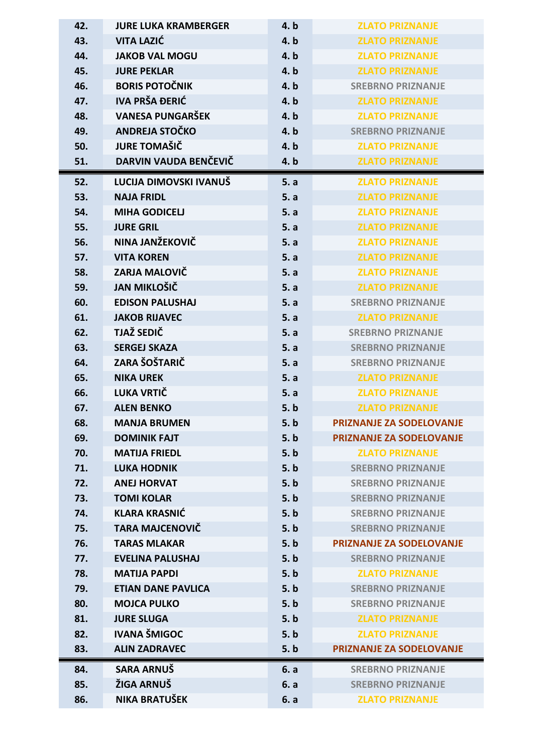| | | | |
|---|---|---|---|
| 42. | JURE LUKA KRAMBERGER | 4. b | ZLATO PRIZNANJE |
| 43. | VITA LAZIĆ | 4. b | ZLATO PRIZNANJE |
| 44. | JAKOB VAL MOGU | 4. b | ZLATO PRIZNANJE |
| 45. | JURE PEKLAR | 4. b | ZLATO PRIZNANJE |
| 46. | BORIS POTOČNIK | 4. b | SREBRNO PRIZNANJE |
| 47. | IVA PRŠA ĐERIĆ | 4. b | ZLATO PRIZNANJE |
| 48. | VANESA PUNGARŠEK | 4. b | ZLATO PRIZNANJE |
| 49. | ANDREJA STOČKO | 4. b | SREBRNO PRIZNANJE |
| 50. | JURE TOMAŠIČ | 4. b | ZLATO PRIZNANJE |
| 51. | DARVIN VAUDA BENČEVIČ | 4. b | ZLATO PRIZNANJE |
| 52. | LUCIJA DIMOVSKI IVANUŠ | 5. a | ZLATO PRIZNANJE |
| 53. | NAJA FRIDL | 5. a | ZLATO PRIZNANJE |
| 54. | MIHA GODICELJ | 5. a | ZLATO PRIZNANJE |
| 55. | JURE GRIL | 5. a | ZLATO PRIZNANJE |
| 56. | NINA JANŽEKOVIČ | 5. a | ZLATO PRIZNANJE |
| 57. | VITA KOREN | 5. a | ZLATO PRIZNANJE |
| 58. | ZARJA MALOVIČ | 5. a | ZLATO PRIZNANJE |
| 59. | JAN MIKLOŠIČ | 5. a | ZLATO PRIZNANJE |
| 60. | EDISON PALUSHAJ | 5. a | SREBRNO PRIZNANJE |
| 61. | JAKOB RIJAVEC | 5. a | ZLATO PRIZNANJE |
| 62. | TJAŽ SEDIČ | 5. a | SREBRNO PRIZNANJE |
| 63. | SERGEJ SKAZA | 5. a | SREBRNO PRIZNANJE |
| 64. | ZARA ŠOŠTARIČ | 5. a | SREBRNO PRIZNANJE |
| 65. | NIKA UREK | 5. a | ZLATO PRIZNANJE |
| 66. | LUKA VRTIČ | 5. a | ZLATO PRIZNANJE |
| 67. | ALEN BENKO | 5. b | ZLATO PRIZNANJE |
| 68. | MANJA BRUMEN | 5. b | PRIZNANJE ZA SODELOVANJE |
| 69. | DOMINIK FAJT | 5. b | PRIZNANJE ZA SODELOVANJE |
| 70. | MATIJA FRIEDL | 5. b | ZLATO PRIZNANJE |
| 71. | LUKA HODNIK | 5. b | SREBRNO PRIZNANJE |
| 72. | ANEJ HORVAT | 5. b | SREBRNO PRIZNANJE |
| 73. | TOMI KOLAR | 5. b | SREBRNO PRIZNANJE |
| 74. | KLARA KRASNIĆ | 5. b | SREBRNO PRIZNANJE |
| 75. | TARA MAJCENOVIČ | 5. b | SREBRNO PRIZNANJE |
| 76. | TARAS MLAKAR | 5. b | PRIZNANJE ZA SODELOVANJE |
| 77. | EVELINA PALUSHAJ | 5. b | SREBRNO PRIZNANJE |
| 78. | MATIJA PAPDI | 5. b | ZLATO PRIZNANJE |
| 79. | ETIAN DANE PAVLICA | 5. b | SREBRNO PRIZNANJE |
| 80. | MOJCA PULKO | 5. b | SREBRNO PRIZNANJE |
| 81. | JURE SLUGA | 5. b | ZLATO PRIZNANJE |
| 82. | IVANA ŠMIGOC | 5. b | ZLATO PRIZNANJE |
| 83. | ALIN ZADRAVEC | 5. b | PRIZNANJE ZA SODELOVANJE |
| 84. | SARA ARNUŠ | 6. a | SREBRNO PRIZNANJE |
| 85. | ŽIGA ARNUŠ | 6. a | SREBRNO PRIZNANJE |
| 86. | NIKA BRATUŠEK | 6. a | ZLATO PRIZNANJE |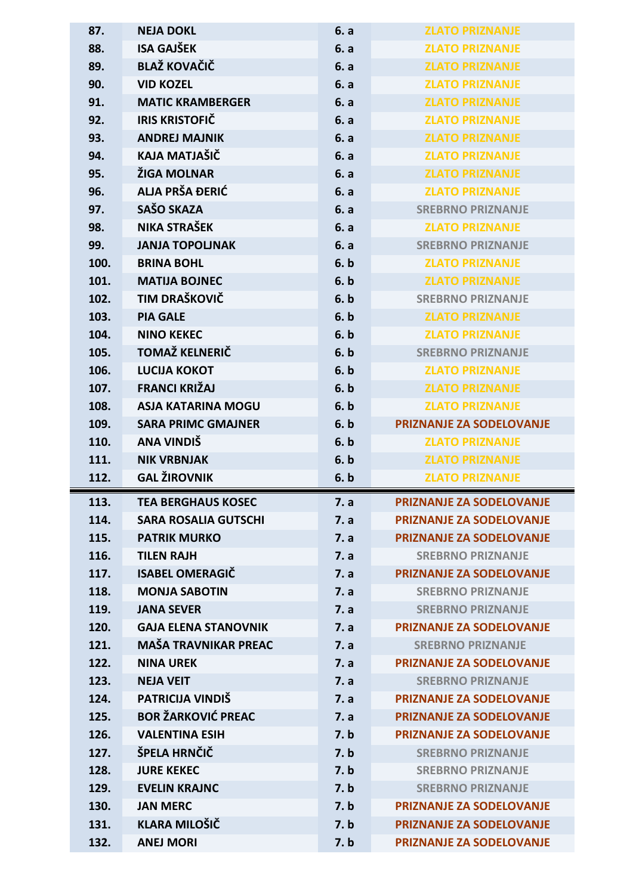| | | | |
|---|---|---|---|
| 87. | NEJA DOKL | 6. a | ZLATO PRIZNANJE |
| 88. | ISA GAJŠEK | 6. a | ZLATO PRIZNANJE |
| 89. | BLAŽ KOVAČIČ | 6. a | ZLATO PRIZNANJE |
| 90. | VID KOZEL | 6. a | ZLATO PRIZNANJE |
| 91. | MATIC KRAMBERGER | 6. a | ZLATO PRIZNANJE |
| 92. | IRIS KRISTOFIČ | 6. a | ZLATO PRIZNANJE |
| 93. | ANDREJ MAJNIK | 6. a | ZLATO PRIZNANJE |
| 94. | KAJA MATJAŠIČ | 6. a | ZLATO PRIZNANJE |
| 95. | ŽIGA MOLNAR | 6. a | ZLATO PRIZNANJE |
| 96. | ALJA PRŠA ĐERIĆ | 6. a | ZLATO PRIZNANJE |
| 97. | SAŠO SKAZA | 6. a | SREBRNO PRIZNANJE |
| 98. | NIKA STRAŠEK | 6. a | ZLATO PRIZNANJE |
| 99. | JANJA TOPOLJNAK | 6. a | SREBRNO PRIZNANJE |
| 100. | BRINA BOHL | 6. b | ZLATO PRIZNANJE |
| 101. | MATIJA BOJNEC | 6. b | ZLATO PRIZNANJE |
| 102. | TIM DRAŠKOVIČ | 6. b | SREBRNO PRIZNANJE |
| 103. | PIA GALE | 6. b | ZLATO PRIZNANJE |
| 104. | NINO KEKEC | 6. b | ZLATO PRIZNANJE |
| 105. | TOMAŽ KELNERIČ | 6. b | SREBRNO PRIZNANJE |
| 106. | LUCIJA KOKOT | 6. b | ZLATO PRIZNANJE |
| 107. | FRANCI KRIŽAJ | 6. b | ZLATO PRIZNANJE |
| 108. | ASJA KATARINA MOGU | 6. b | ZLATO PRIZNANJE |
| 109. | SARA PRIMC GMAJNER | 6. b | PRIZNANJE ZA SODELOVANJE |
| 110. | ANA VINDIŠ | 6. b | ZLATO PRIZNANJE |
| 111. | NIK VRBNJAK | 6. b | ZLATO PRIZNANJE |
| 112. | GAL ŽIROVNIK | 6. b | ZLATO PRIZNANJE |
| 113. | TEA BERGHAUS KOSEC | 7. a | PRIZNANJE ZA SODELOVANJE |
| 114. | SARA ROSALIA GUTSCHI | 7. a | PRIZNANJE ZA SODELOVANJE |
| 115. | PATRIK MURKO | 7. a | PRIZNANJE ZA SODELOVANJE |
| 116. | TILEN RAJH | 7. a | SREBRNO PRIZNANJE |
| 117. | ISABEL OMERAGIČ | 7. a | PRIZNANJE ZA SODELOVANJE |
| 118. | MONJA SABOTIN | 7. a | SREBRNO PRIZNANJE |
| 119. | JANA SEVER | 7. a | SREBRNO PRIZNANJE |
| 120. | GAJA ELENA STANOVNIK | 7. a | PRIZNANJE ZA SODELOVANJE |
| 121. | MAŠA TRAVNIKAR PREAC | 7. a | SREBRNO PRIZNANJE |
| 122. | NINA UREK | 7. a | PRIZNANJE ZA SODELOVANJE |
| 123. | NEJA VEIT | 7. a | SREBRNO PRIZNANJE |
| 124. | PATRICIJA VINDIŠ | 7. a | PRIZNANJE ZA SODELOVANJE |
| 125. | BOR ŽARKOVIĆ PREAC | 7. a | PRIZNANJE ZA SODELOVANJE |
| 126. | VALENTINA ESIH | 7. b | PRIZNANJE ZA SODELOVANJE |
| 127. | ŠPELA HRNČIČ | 7. b | SREBRNO PRIZNANJE |
| 128. | JURE KEKEC | 7. b | SREBRNO PRIZNANJE |
| 129. | EVELIN KRAJNC | 7. b | SREBRNO PRIZNANJE |
| 130. | JAN MERC | 7. b | PRIZNANJE ZA SODELOVANJE |
| 131. | KLARA MILOŠIČ | 7. b | PRIZNANJE ZA SODELOVANJE |
| 132. | ANEJ MORI | 7. b | PRIZNANJE ZA SODELOVANJE |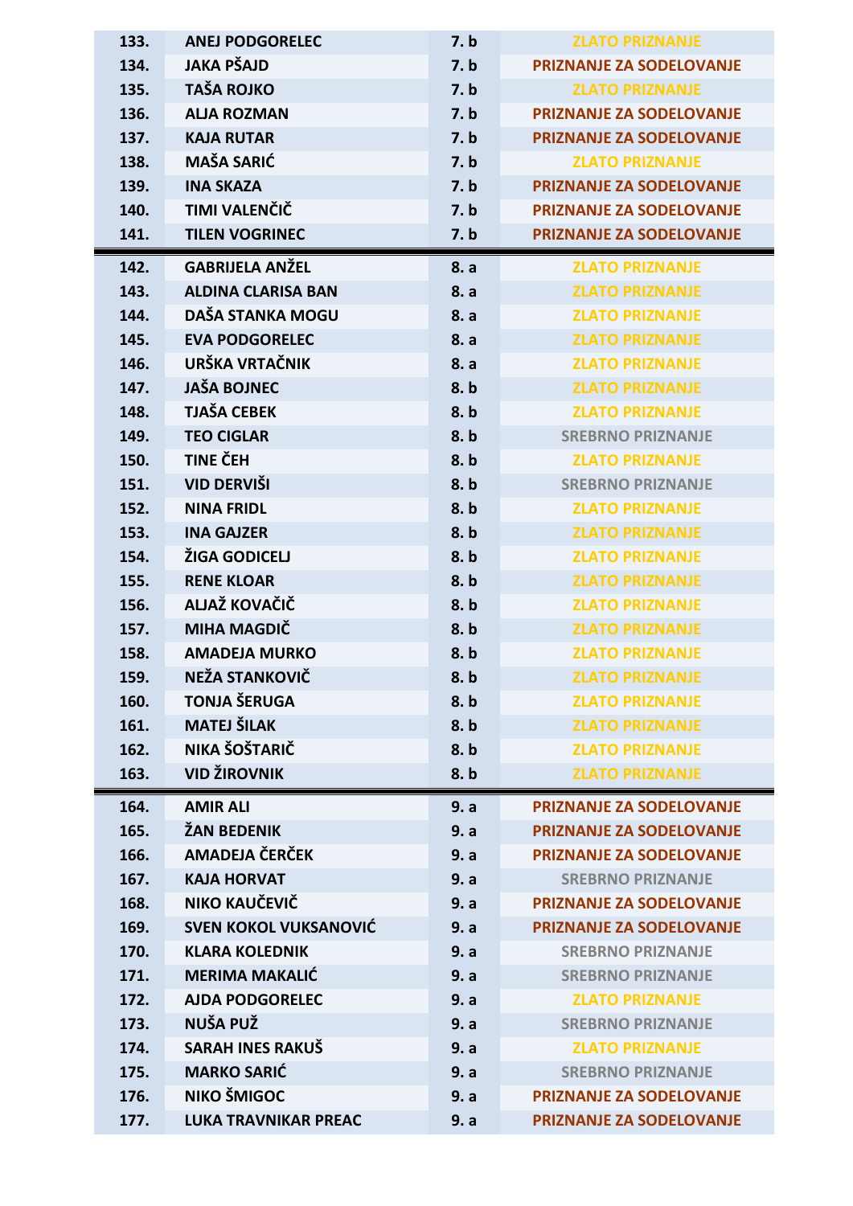| | | | |
|---|---|---|---|
| 133. | ANEJ PODGORELEC | 7. b | ZLATO PRIZNANJE |
| 134. | JAKA PŠAJD | 7. b | PRIZNANJE ZA SODELOVANJE |
| 135. | TAŠA ROJKO | 7. b | ZLATO PRIZNANJE |
| 136. | ALJA ROZMAN | 7. b | PRIZNANJE ZA SODELOVANJE |
| 137. | KAJA RUTAR | 7. b | PRIZNANJE ZA SODELOVANJE |
| 138. | MAŠA SARIĆ | 7. b | ZLATO PRIZNANJE |
| 139. | INA SKAZA | 7. b | PRIZNANJE ZA SODELOVANJE |
| 140. | TIMI VALENČIČ | 7. b | PRIZNANJE ZA SODELOVANJE |
| 141. | TILEN VOGRINEC | 7. b | PRIZNANJE ZA SODELOVANJE |
| 142. | GABRIJELA ANŽEL | 8. a | ZLATO PRIZNANJE |
| 143. | ALDINA CLARISA BAN | 8. a | ZLATO PRIZNANJE |
| 144. | DAŠA STANKA MOGU | 8. a | ZLATO PRIZNANJE |
| 145. | EVA PODGORELEC | 8. a | ZLATO PRIZNANJE |
| 146. | URŠKA VRTAČNIK | 8. a | ZLATO PRIZNANJE |
| 147. | JAŠA BOJNEC | 8. b | ZLATO PRIZNANJE |
| 148. | TJAŠA CEBEK | 8. b | ZLATO PRIZNANJE |
| 149. | TEO CIGLAR | 8. b | SREBRNO PRIZNANJE |
| 150. | TINE ČEH | 8. b | ZLATO PRIZNANJE |
| 151. | VID DERVIŠI | 8. b | SREBRNO PRIZNANJE |
| 152. | NINA FRIDL | 8. b | ZLATO PRIZNANJE |
| 153. | INA GAJZER | 8. b | ZLATO PRIZNANJE |
| 154. | ŽIGA GODICELJ | 8. b | ZLATO PRIZNANJE |
| 155. | RENE KLOAR | 8. b | ZLATO PRIZNANJE |
| 156. | ALJAŽ KOVAČIČ | 8. b | ZLATO PRIZNANJE |
| 157. | MIHA MAGDIČ | 8. b | ZLATO PRIZNANJE |
| 158. | AMADEJA MURKO | 8. b | ZLATO PRIZNANJE |
| 159. | NEŽA STANKOVIČ | 8. b | ZLATO PRIZNANJE |
| 160. | TONJA ŠERUGA | 8. b | ZLATO PRIZNANJE |
| 161. | MATEJ ŠILAK | 8. b | ZLATO PRIZNANJE |
| 162. | NIKA ŠOŠTARIČ | 8. b | ZLATO PRIZNANJE |
| 163. | VID ŽIROVNIK | 8. b | ZLATO PRIZNANJE |
| 164. | AMIR ALI | 9. a | PRIZNANJE ZA SODELOVANJE |
| 165. | ŽAN BEDENIK | 9. a | PRIZNANJE ZA SODELOVANJE |
| 166. | AMADEJA ČERČEK | 9. a | PRIZNANJE ZA SODELOVANJE |
| 167. | KAJA HORVAT | 9. a | SREBRNO PRIZNANJE |
| 168. | NIKO KAUČEVIČ | 9. a | PRIZNANJE ZA SODELOVANJE |
| 169. | SVEN KOKOL VUKSANOVIĆ | 9. a | PRIZNANJE ZA SODELOVANJE |
| 170. | KLARA KOLEDNIK | 9. a | SREBRNO PRIZNANJE |
| 171. | MERIMA MAKALIĆ | 9. a | SREBRNO PRIZNANJE |
| 172. | AJDA PODGORELEC | 9. a | ZLATO PRIZNANJE |
| 173. | NUŠA PUŽ | 9. a | SREBRNO PRIZNANJE |
| 174. | SARAH INES RAKUŠ | 9. a | ZLATO PRIZNANJE |
| 175. | MARKO SARIĆ | 9. a | SREBRNO PRIZNANJE |
| 176. | NIKO ŠMIGOC | 9. a | PRIZNANJE ZA SODELOVANJE |
| 177. | LUKA TRAVNIKAR PREAC | 9. a | PRIZNANJE ZA SODELOVANJE |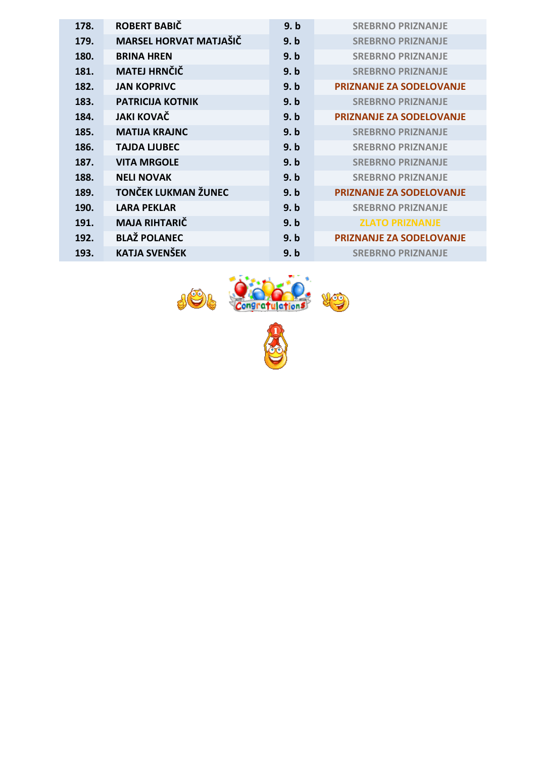| | | | |
|---|---|---|---|
| 178. | ROBERT BABIČ | 9. b | SREBRNO PRIZNANJE |
| 179. | MARSEL HORVAT MATJAŠIČ | 9. b | SREBRNO PRIZNANJE |
| 180. | BRINA HREN | 9. b | SREBRNO PRIZNANJE |
| 181. | MATEJ HRNČIČ | 9. b | SREBRNO PRIZNANJE |
| 182. | JAN KOPRIVC | 9. b | PRIZNANJE ZA SODELOVANJE |
| 183. | PATRICIJA KOTNIK | 9. b | SREBRNO PRIZNANJE |
| 184. | JAKI KOVAČ | 9. b | PRIZNANJE ZA SODELOVANJE |
| 185. | MATIJA KRAJNC | 9. b | SREBRNO PRIZNANJE |
| 186. | TAJDA LJUBEC | 9. b | SREBRNO PRIZNANJE |
| 187. | VITA MRGOLE | 9. b | SREBRNO PRIZNANJE |
| 188. | NELI NOVAK | 9. b | SREBRNO PRIZNANJE |
| 189. | TONČEK LUKMAN ŽUNEC | 9. b | PRIZNANJE ZA SODELOVANJE |
| 190. | LARA PEKLAR | 9. b | SREBRNO PRIZNANJE |
| 191. | MAJA RIHTARIČ | 9. b | ZLATO PRIZNANJE |
| 192. | BLAŽ POLANEC | 9. b | PRIZNANJE ZA SODELOVANJE |
| 193. | KATJA SVENŠEK | 9. b | SREBRNO PRIZNANJE |